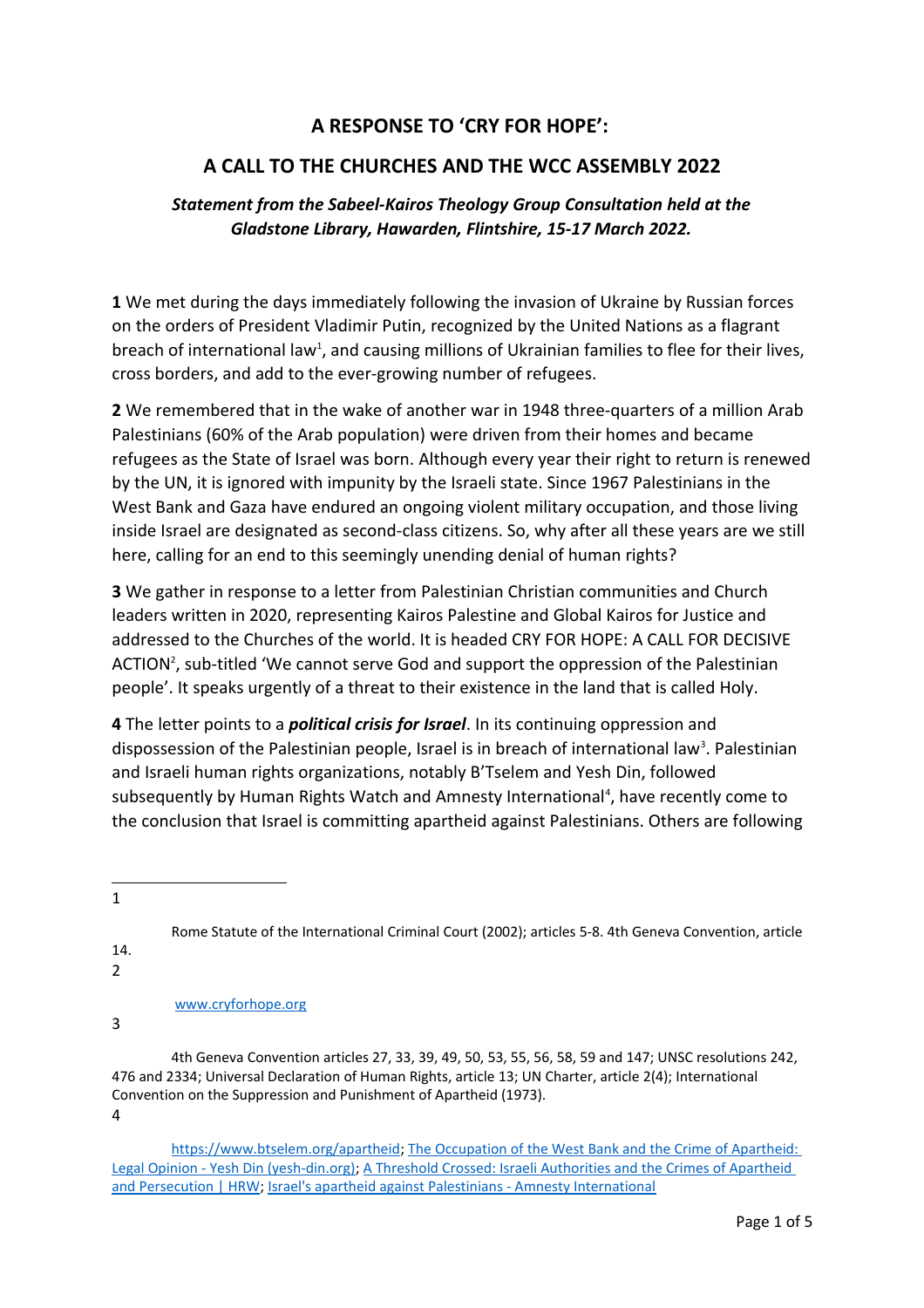# A RESPONSE TO 'CRY FOR HOPE':

## A CALL TO THE CHURCHES AND THE WCC ASSEMBLY 2022

***Statement from the Sabeel-Kairos Theology Group Consultation held at the Gladstone Library, Hawarden, Flintshire, 15-17 March 2022.***

**1** We met during the days immediately following the invasion of Ukraine by Russian forces on the orders of President Vladimir Putin, recognized by the United Nations as a flagrant breach of international law[1], and causing millions of Ukrainian families to flee for their lives, cross borders, and add to the ever-growing number of refugees.

**2** We remembered that in the wake of another war in 1948 three-quarters of a million Arab Palestinians (60% of the Arab population) were driven from their homes and became refugees as the State of Israel was born. Although every year their right to return is renewed by the UN, it is ignored with impunity by the Israeli state. Since 1967 Palestinians in the West Bank and Gaza have endured an ongoing violent military occupation, and those living inside Israel are designated as second-class citizens. So, why after all these years are we still here, calling for an end to this seemingly unending denial of human rights?

**3** We gather in response to a letter from Palestinian Christian communities and Church leaders written in 2020, representing Kairos Palestine and Global Kairos for Justice and addressed to the Churches of the world. It is headed CRY FOR HOPE: A CALL FOR DECISIVE ACTION[2], sub-titled 'We cannot serve God and support the oppression of the Palestinian people'. It speaks urgently of a threat to their existence in the land that is called Holy.

**4** The letter points to a ***political crisis for Israel***. In its continuing oppression and dispossession of the Palestinian people, Israel is in breach of international law[3]. Palestinian and Israeli human rights organizations, notably B'Tselem and Yesh Din, followed subsequently by Human Rights Watch and Amnesty International[4], have recently come to the conclusion that Israel is committing apartheid against Palestinians. Others are following

---

1 Rome Statute of the International Criminal Court (2002); articles 5-8. 4th Geneva Convention, article 14.

2 www.cryforhope.org

3 4th Geneva Convention articles 27, 33, 39, 49, 50, 53, 55, 56, 58, 59 and 147; UNSC resolutions 242, 476 and 2334; Universal Declaration of Human Rights, article 13; UN Charter, article 2(4); International Convention on the Suppression and Punishment of Apartheid (1973).

4 https://www.btselem.org/apartheid; The Occupation of the West Bank and the Crime of Apartheid: Legal Opinion - Yesh Din (yesh-din.org); A Threshold Crossed: Israeli Authorities and the Crimes of Apartheid and Persecution | HRW; Israel's apartheid against Palestinians - Amnesty International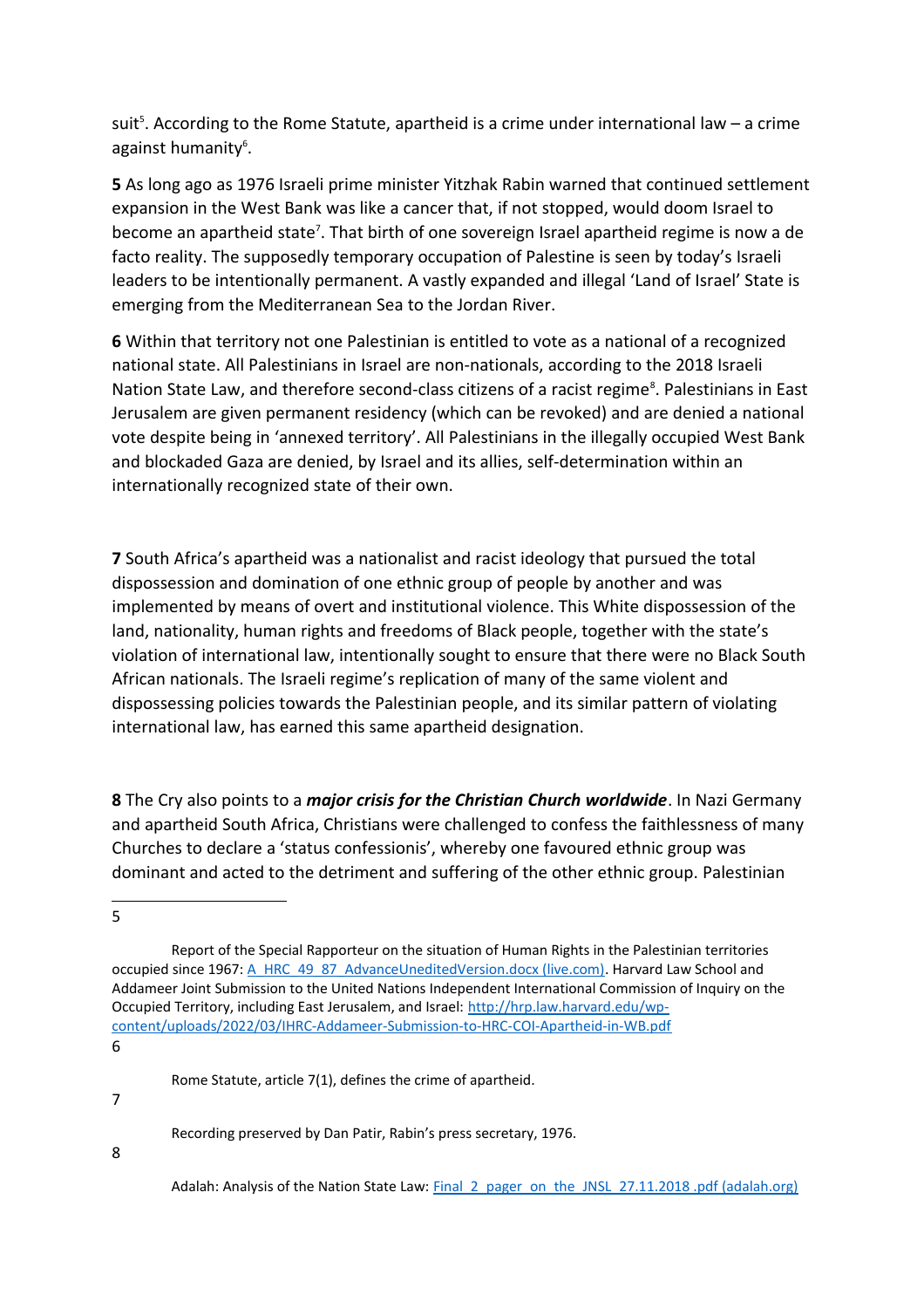suit[5]. According to the Rome Statute, apartheid is a crime under international law – a crime against humanity[6].

**5** As long ago as 1976 Israeli prime minister Yitzhak Rabin warned that continued settlement expansion in the West Bank was like a cancer that, if not stopped, would doom Israel to become an apartheid state[7]. That birth of one sovereign Israel apartheid regime is now a de facto reality. The supposedly temporary occupation of Palestine is seen by today's Israeli leaders to be intentionally permanent. A vastly expanded and illegal 'Land of Israel' State is emerging from the Mediterranean Sea to the Jordan River.

**6** Within that territory not one Palestinian is entitled to vote as a national of a recognized national state. All Palestinians in Israel are non-nationals, according to the 2018 Israeli Nation State Law, and therefore second-class citizens of a racist regime[8]. Palestinians in East Jerusalem are given permanent residency (which can be revoked) and are denied a national vote despite being in 'annexed territory'. All Palestinians in the illegally occupied West Bank and blockaded Gaza are denied, by Israel and its allies, self-determination within an internationally recognized state of their own.

**7** South Africa's apartheid was a nationalist and racist ideology that pursued the total dispossession and domination of one ethnic group of people by another and was implemented by means of overt and institutional violence. This White dispossession of the land, nationality, human rights and freedoms of Black people, together with the state's violation of international law, intentionally sought to ensure that there were no Black South African nationals. The Israeli regime's replication of many of the same violent and dispossessing policies towards the Palestinian people, and its similar pattern of violating international law, has earned this same apartheid designation.

**8** The Cry also points to a ***major crisis for the Christian Church worldwide***. In Nazi Germany and apartheid South Africa, Christians were challenged to confess the faithlessness of many Churches to declare a 'status confessionis', whereby one favoured ethnic group was dominant and acted to the detriment and suffering of the other ethnic group. Palestinian

---

[5] Report of the Special Rapporteur on the situation of Human Rights in the Palestinian territories occupied since 1967: [A_HRC_49_87_AdvanceUneditedVersion.docx (live.com)](). Harvard Law School and Addameer Joint Submission to the United Nations Independent International Commission of Inquiry on the Occupied Territory, including East Jerusalem, and Israel: [http://hrp.law.harvard.edu/wp-content/uploads/2022/03/IHRC-Addameer-Submission-to-HRC-COI-Apartheid-in-WB.pdf](http://hrp.law.harvard.edu/wp-content/uploads/2022/03/IHRC-Addameer-Submission-to-HRC-COI-Apartheid-in-WB.pdf)

[6] Rome Statute, article 7(1), defines the crime of apartheid.

[7] Recording preserved by Dan Patir, Rabin's press secretary, 1976.

[8] Adalah: Analysis of the Nation State Law: [Final_2_pager_on_the_JNSL_27.11.2018 .pdf (adalah.org)]()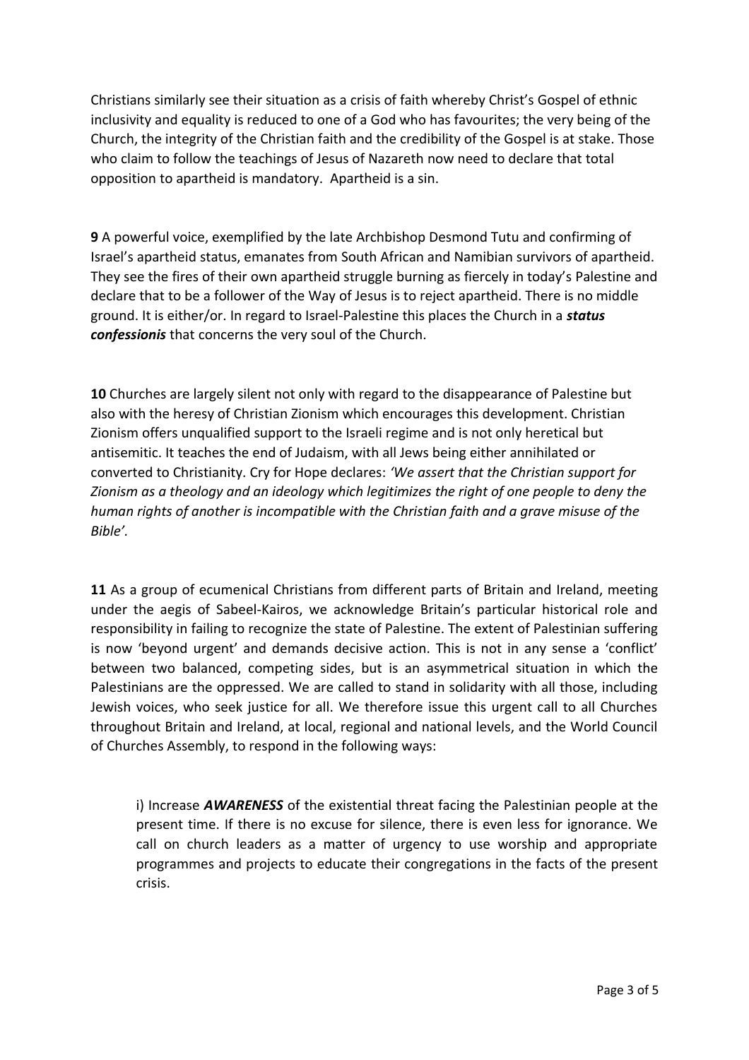Christians similarly see their situation as a crisis of faith whereby Christ's Gospel of ethnic inclusivity and equality is reduced to one of a God who has favourites; the very being of the Church, the integrity of the Christian faith and the credibility of the Gospel is at stake. Those who claim to follow the teachings of Jesus of Nazareth now need to declare that total opposition to apartheid is mandatory. Apartheid is a sin.

**9** A powerful voice, exemplified by the late Archbishop Desmond Tutu and confirming of Israel's apartheid status, emanates from South African and Namibian survivors of apartheid. They see the fires of their own apartheid struggle burning as fiercely in today's Palestine and declare that to be a follower of the Way of Jesus is to reject apartheid. There is no middle ground. It is either/or. In regard to Israel-Palestine this places the Church in a ***status confessionis*** that concerns the very soul of the Church.

**10** Churches are largely silent not only with regard to the disappearance of Palestine but also with the heresy of Christian Zionism which encourages this development. Christian Zionism offers unqualified support to the Israeli regime and is not only heretical but antisemitic. It teaches the end of Judaism, with all Jews being either annihilated or converted to Christianity. Cry for Hope declares: *'We assert that the Christian support for Zionism as a theology and an ideology which legitimizes the right of one people to deny the human rights of another is incompatible with the Christian faith and a grave misuse of the Bible'.*

**11** As a group of ecumenical Christians from different parts of Britain and Ireland, meeting under the aegis of Sabeel-Kairos, we acknowledge Britain's particular historical role and responsibility in failing to recognize the state of Palestine. The extent of Palestinian suffering is now 'beyond urgent' and demands decisive action. This is not in any sense a 'conflict' between two balanced, competing sides, but is an asymmetrical situation in which the Palestinians are the oppressed. We are called to stand in solidarity with all those, including Jewish voices, who seek justice for all. We therefore issue this urgent call to all Churches throughout Britain and Ireland, at local, regional and national levels, and the World Council of Churches Assembly, to respond in the following ways:

i) Increase ***AWARENESS*** of the existential threat facing the Palestinian people at the present time. If there is no excuse for silence, there is even less for ignorance. We call on church leaders as a matter of urgency to use worship and appropriate programmes and projects to educate their congregations in the facts of the present crisis.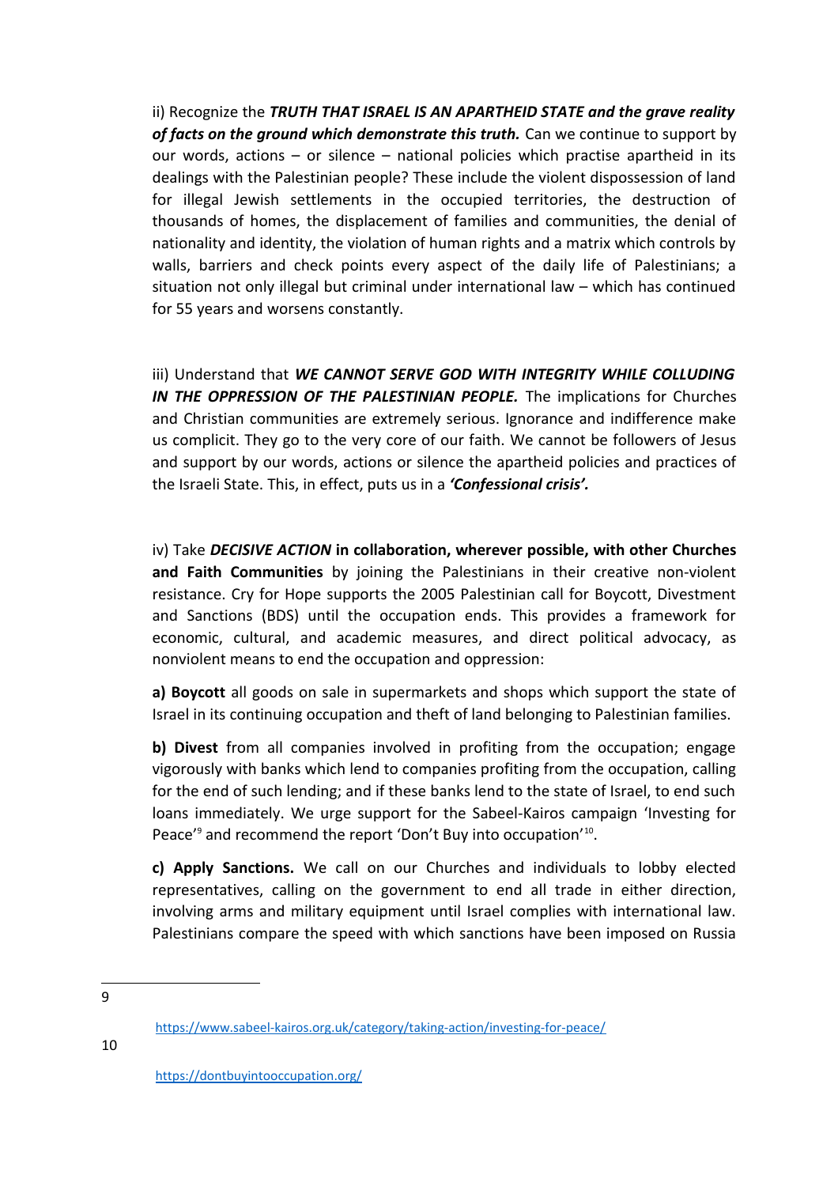ii) Recognize the ***TRUTH THAT ISRAEL IS AN APARTHEID STATE and the grave reality of facts on the ground which demonstrate this truth.*** Can we continue to support by our words, actions – or silence – national policies which practise apartheid in its dealings with the Palestinian people? These include the violent dispossession of land for illegal Jewish settlements in the occupied territories, the destruction of thousands of homes, the displacement of families and communities, the denial of nationality and identity, the violation of human rights and a matrix which controls by walls, barriers and check points every aspect of the daily life of Palestinians; a situation not only illegal but criminal under international law – which has continued for 55 years and worsens constantly.

iii) Understand that ***WE CANNOT SERVE GOD WITH INTEGRITY WHILE COLLUDING IN THE OPPRESSION OF THE PALESTINIAN PEOPLE.*** The implications for Churches and Christian communities are extremely serious. Ignorance and indifference make us complicit. They go to the very core of our faith. We cannot be followers of Jesus and support by our words, actions or silence the apartheid policies and practices of the Israeli State. This, in effect, puts us in a ***'Confessional crisis'.***

iv) Take ***DECISIVE ACTION*** **in collaboration, wherever possible, with other Churches and Faith Communities** by joining the Palestinians in their creative non-violent resistance. Cry for Hope supports the 2005 Palestinian call for Boycott, Divestment and Sanctions (BDS) until the occupation ends. This provides a framework for economic, cultural, and academic measures, and direct political advocacy, as nonviolent means to end the occupation and oppression:

**a) Boycott** all goods on sale in supermarkets and shops which support the state of Israel in its continuing occupation and theft of land belonging to Palestinian families.

**b) Divest** from all companies involved in profiting from the occupation; engage vigorously with banks which lend to companies profiting from the occupation, calling for the end of such lending; and if these banks lend to the state of Israel, to end such loans immediately. We urge support for the Sabeel-Kairos campaign 'Investing for Peace'[9] and recommend the report 'Don't Buy into occupation'[10].

**c) Apply Sanctions.** We call on our Churches and individuals to lobby elected representatives, calling on the government to end all trade in either direction, involving arms and military equipment until Israel complies with international law. Palestinians compare the speed with which sanctions have been imposed on Russia

---

[9] https://www.sabeel-kairos.org.uk/category/taking-action/investing-for-peace/

[10] https://dontbuyintooccupation.org/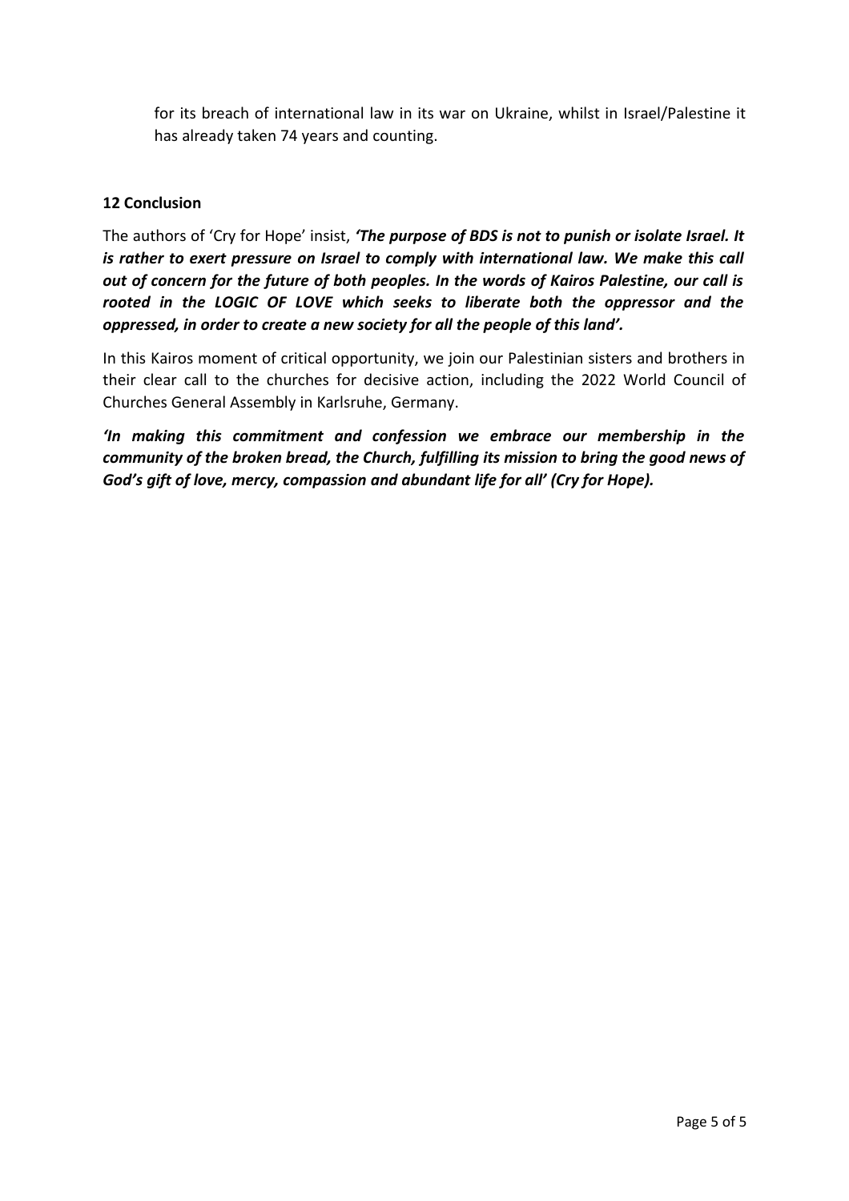for its breach of international law in its war on Ukraine, whilst in Israel/Palestine it has already taken 74 years and counting.

**12 Conclusion**

The authors of 'Cry for Hope' insist, ***'The purpose of BDS is not to punish or isolate Israel. It is rather to exert pressure on Israel to comply with international law. We make this call out of concern for the future of both peoples. In the words of Kairos Palestine, our call is rooted in the LOGIC OF LOVE which seeks to liberate both the oppressor and the oppressed, in order to create a new society for all the people of this land'.***

In this Kairos moment of critical opportunity, we join our Palestinian sisters and brothers in their clear call to the churches for decisive action, including the 2022 World Council of Churches General Assembly in Karlsruhe, Germany.

***'In making this commitment and confession we embrace our membership in the community of the broken bread, the Church, fulfilling its mission to bring the good news of God's gift of love, mercy, compassion and abundant life for all' (Cry for Hope).***